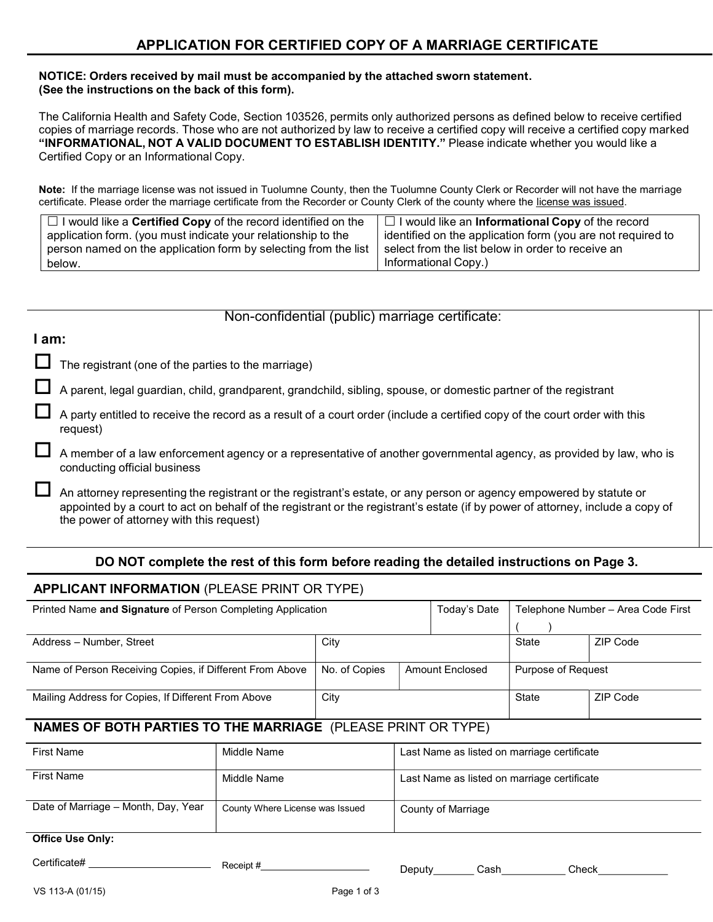# APPLICATION FOR CERTIFIED COPY OF A MARRIAGE CERTIFICATE

**NOTICE: Orders received by mail must be accompanied by the attached sworn statement. (See the instructions on the back of this form).**

The California Health and Safety Code, Section 103526, permits only authorized persons as defined below to receive certified copies of marriage records. Those who are not authorized by law to receive a certified copy will receive a certified copy marked **"INFORMATIONAL, NOT A VALID DOCUMENT TO ESTABLISH IDENTITY."** Please indicate whether you would like a Certified Copy or an Informational Copy.

**Note:** If the marriage license was not issued in Tuolumne County, then the Tuolumne County Clerk or Recorder will not have the marriage certificate. Please order the marriage certificate from the Recorder or County Clerk of the county where the license was issued.

| ☐ I would like a **Certified Copy** of the record identified on the application form. (you must indicate your relationship to the person named on the application form by selecting from the list below. | ☐ I would like an **Informational Copy** of the record identified on the application form (you are not required to select from the list below in order to receive an Informational Copy.) |
|---|---|

## Non-confidential (public) marriage certificate:

**I am:**

- ☐ The registrant (one of the parties to the marriage)
- ☐ A parent, legal guardian, child, grandparent, grandchild, sibling, spouse, or domestic partner of the registrant
- ☐ A party entitled to receive the record as a result of a court order (include a certified copy of the court order with this request)
- ☐ A member of a law enforcement agency or a representative of another governmental agency, as provided by law, who is conducting official business
- ☐ An attorney representing the registrant or the registrant's estate, or any person or agency empowered by statute or appointed by a court to act on behalf of the registrant or the registrant's estate (if by power of attorney, include a copy of the power of attorney with this request)

**DO NOT complete the rest of this form before reading the detailed instructions on Page 3.**

## APPLICANT INFORMATION (PLEASE PRINT OR TYPE)

| Printed Name **and Signature** of Person Completing Application | | | Today's Date | Telephone Number – Area Code First ( ) | |
|---|---|---|---|---|---|
| Address – Number, Street | City | | | State | ZIP Code |
| Name of Person Receiving Copies, if Different From Above | No. of Copies | Amount Enclosed | | Purpose of Request | |
| Mailing Address for Copies, If Different From Above | City | | | State | ZIP Code |

## NAMES OF BOTH PARTIES TO THE MARRIAGE (PLEASE PRINT OR TYPE)

| First Name | Middle Name | Last Name as listed on marriage certificate |
|---|---|---|
| First Name | Middle Name | Last Name as listed on marriage certificate |
| Date of Marriage – Month, Day, Year | County Where License was Issued | County of Marriage |

**Office Use Only:**

Certificate# ____________ Receipt #____________ Deputy_______ Cash___________ Check____________

VS 113-A (01/15)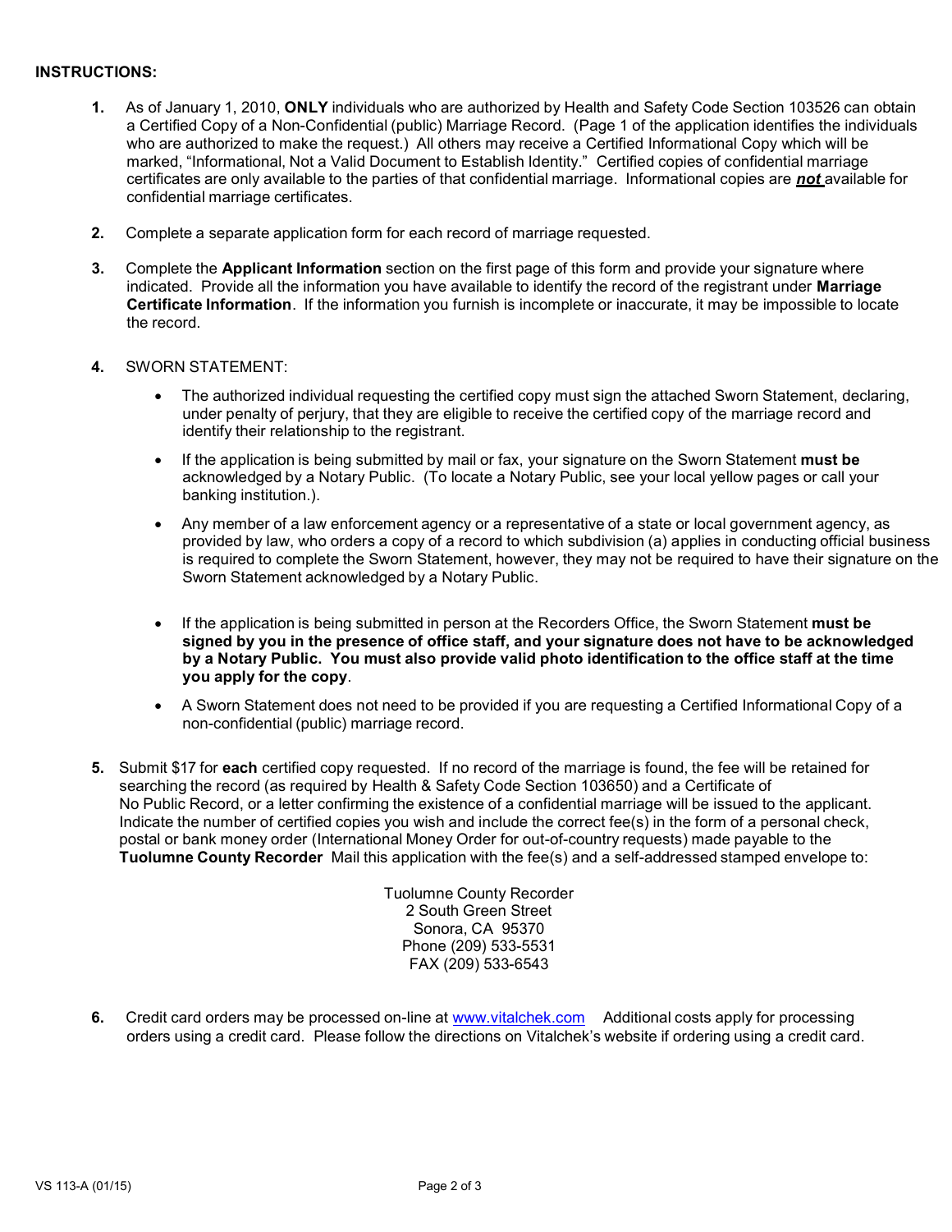**INSTRUCTIONS:**

1. As of January 1, 2010, **ONLY** individuals who are authorized by Health and Safety Code Section 103526 can obtain a Certified Copy of a Non-Confidential (public) Marriage Record. (Page 1 of the application identifies the individuals who are authorized to make the request.) All others may receive a Certified Informational Copy which will be marked, "Informational, Not a Valid Document to Establish Identity." Certified copies of confidential marriage certificates are only available to the parties of that confidential marriage. Informational copies are ***not*** available for confidential marriage certificates.

2. Complete a separate application form for each record of marriage requested.

3. Complete the **Applicant Information** section on the first page of this form and provide your signature where indicated. Provide all the information you have available to identify the record of the registrant under **Marriage Certificate Information**. If the information you furnish is incomplete or inaccurate, it may be impossible to locate the record.

4. SWORN STATEMENT:

   - The authorized individual requesting the certified copy must sign the attached Sworn Statement, declaring, under penalty of perjury, that they are eligible to receive the certified copy of the marriage record and identify their relationship to the registrant.
   - If the application is being submitted by mail or fax, your signature on the Sworn Statement **must be** acknowledged by a Notary Public. (To locate a Notary Public, see your local yellow pages or call your banking institution.).
   - Any member of a law enforcement agency or a representative of a state or local government agency, as provided by law, who orders a copy of a record to which subdivision (a) applies in conducting official business is required to complete the Sworn Statement, however, they may not be required to have their signature on the Sworn Statement acknowledged by a Notary Public.
   - If the application is being submitted in person at the Recorders Office, the Sworn Statement **must be signed by you in the presence of office staff, and your signature does not have to be acknowledged by a Notary Public. You must also provide valid photo identification to the office staff at the time you apply for the copy**.
   - A Sworn Statement does not need to be provided if you are requesting a Certified Informational Copy of a non-confidential (public) marriage record.

5. Submit $17 for **each** certified copy requested. If no record of the marriage is found, the fee will be retained for searching the record (as required by Health & Safety Code Section 103650) and a Certificate of No Public Record, or a letter confirming the existence of a confidential marriage will be issued to the applicant. Indicate the number of certified copies you wish and include the correct fee(s) in the form of a personal check, postal or bank money order (International Money Order for out-of-country requests) made payable to the **Tuolumne County Recorder** Mail this application with the fee(s) and a self-addressed stamped envelope to:

   Tuolumne County Recorder
   2 South Green Street
   Sonora, CA 95370
   Phone (209) 533-5531
   FAX (209) 533-6543

6. Credit card orders may be processed on-line at www.vitalchek.com Additional costs apply for processing orders using a credit card. Please follow the directions on Vitalchek's website if ordering using a credit card.

VS 113-A (01/15)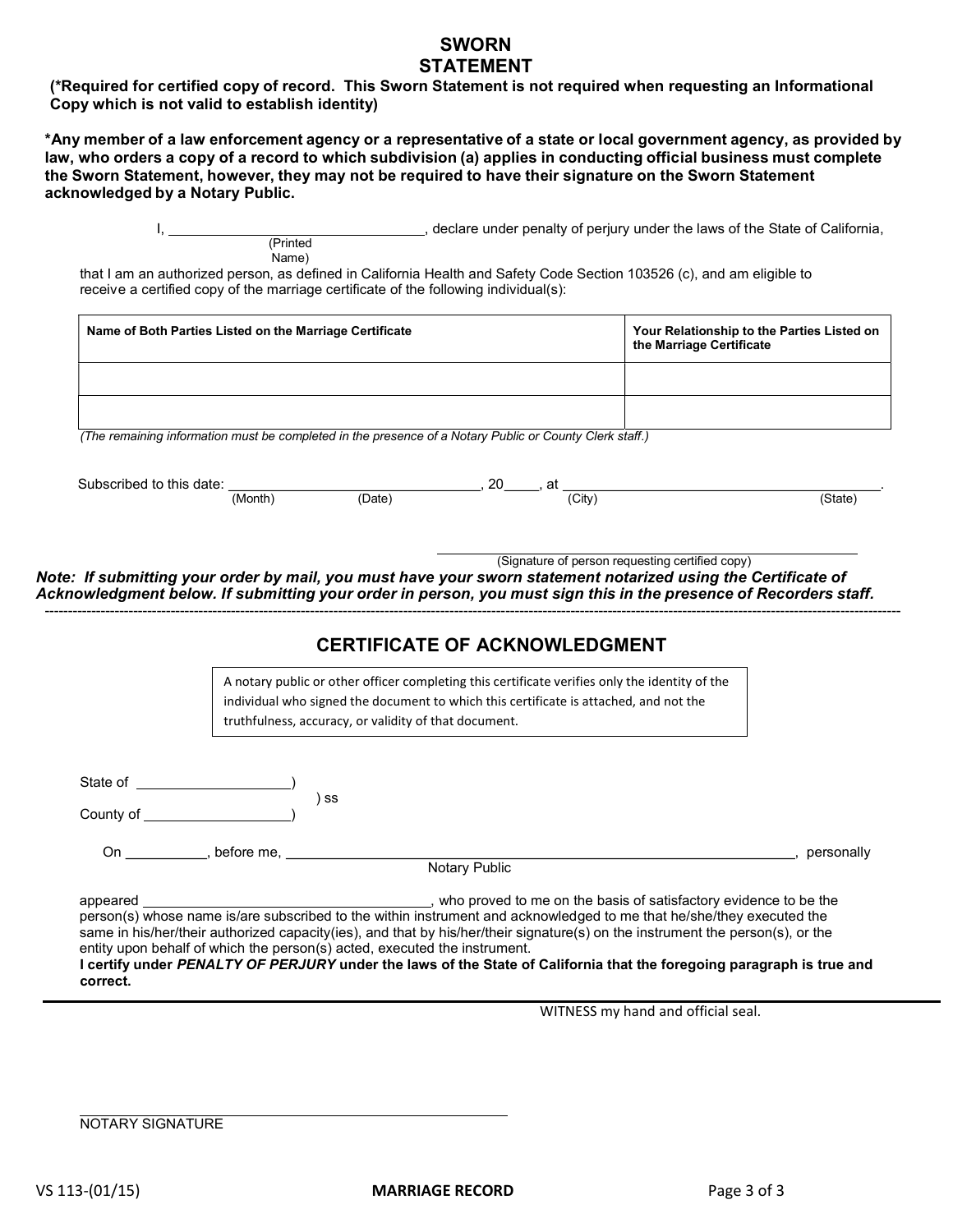# SWORN STATEMENT

**(*Required for certified copy of record. This Sworn Statement is not required when requesting an Informational Copy which is not valid to establish identity)**

**\*Any member of a law enforcement agency or a representative of a state or local government agency, as provided by law, who orders a copy of a record to which subdivision (a) applies in conducting official business must complete the Sworn Statement, however, they may not be required to have their signature on the Sworn Statement acknowledged by a Notary Public.**

I, ______________________________ (Printed Name), declare under penalty of perjury under the laws of the State of California, that I am an authorized person, as defined in California Health and Safety Code Section 103526 (c), and am eligible to receive a certified copy of the marriage certificate of the following individual(s):

| Name of Both Parties Listed on the Marriage Certificate | Your Relationship to the Parties Listed on the Marriage Certificate |
|---|---|
| | |
| | |

*(The remaining information must be completed in the presence of a Notary Public or County Clerk staff.)*

Subscribed to this date: ______________________________ (Month) (Date), 20____, at ________________________________________ (City) (State).

______________________________________________
(Signature of person requesting certified copy)

***Note: If submitting your order by mail, you must have your sworn statement notarized using the Certificate of Acknowledgment below. If submitting your order in person, you must sign this in the presence of Recorders staff.***

---

## CERTIFICATE OF ACKNOWLEDGMENT

A notary public or other officer completing this certificate verifies only the identity of the individual who signed the document to which this certificate is attached, and not the truthfulness, accuracy, or validity of that document.

State of ____________________)
) ss
County of ___________________)

On __________, before me, ______________________________________________ (Notary Public), personally appeared ___________________________________, who proved to me on the basis of satisfactory evidence to be the person(s) whose name is/are subscribed to the within instrument and acknowledged to me that he/she/they executed the same in his/her/their authorized capacity(ies), and that by his/her/their signature(s) on the instrument the person(s), or the entity upon behalf of which the person(s) acted, executed the instrument.

**I certify under *PENALTY OF PERJURY* under the laws of the State of California that the foregoing paragraph is true and correct.**

WITNESS my hand and official seal.

______________________________________________
NOTARY SIGNATURE

VS 113-(01/15) **MARRIAGE RECORD**